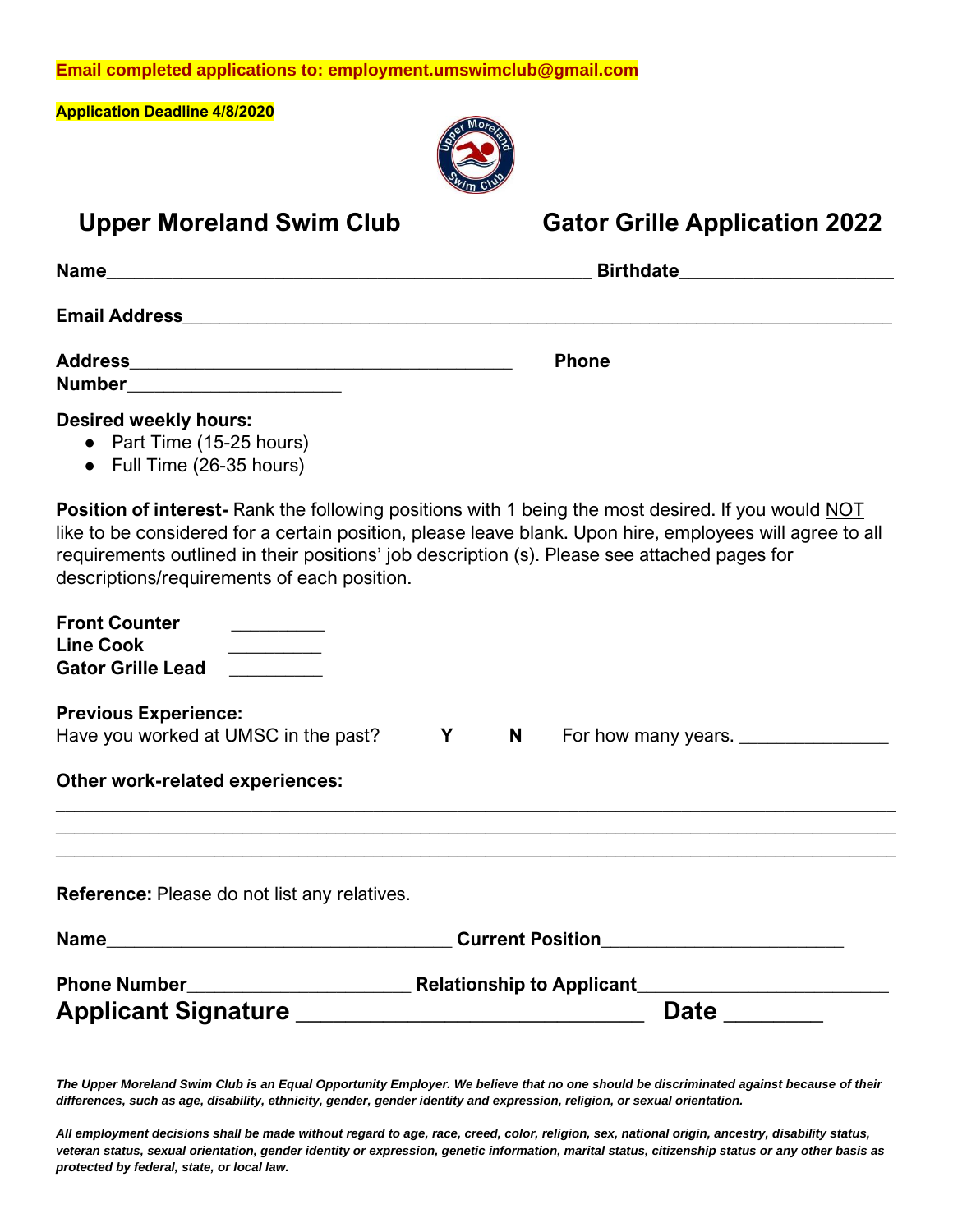**Email completed applications to: employment.umswimclub@gmail.com**

**Application Deadline 4/8/2020**

## Upper Moreland Swim Club — Gator Grille Application 2022

**Name**_______________________________________________ **Birthdate**_____________________

**Email Address**_____________________________________________________________________

**Address**_____________________________________ **Phone Number**_____________________

**Desired weekly hours:**

- Part Time (15-25 hours)
- Full Time (26-35 hours)

**Position of interest-** Rank the following positions with 1 being the most desired. If you would NOT like to be considered for a certain position, please leave blank. Upon hire, employees will agree to all requirements outlined in their positions' job description (s). Please see attached pages for descriptions/requirements of each position.

**Front Counter** _________
**Line Cook** _________
**Gator Grille Lead** _________

**Previous Experience:**
Have you worked at UMSC in the past? **Y** **N** For how many years. ______________

**Other work-related experiences:**

___________________________________________________________________________________
___________________________________________________________________________________
___________________________________________________________________________________

**Reference:** Please do not list any relatives.

**Name**__________________________________ **Current Position**________________________

**Phone Number**_____________________ **Relationship to Applicant**________________________

**Applicant Signature** ____________________________ **Date** ________

*The Upper Moreland Swim Club is an Equal Opportunity Employer. We believe that no one should be discriminated against because of their differences, such as age, disability, ethnicity, gender, gender identity and expression, religion, or sexual orientation.*

*All employment decisions shall be made without regard to age, race, creed, color, religion, sex, national origin, ancestry, disability status, veteran status, sexual orientation, gender identity or expression, genetic information, marital status, citizenship status or any other basis as protected by federal, state, or local law.*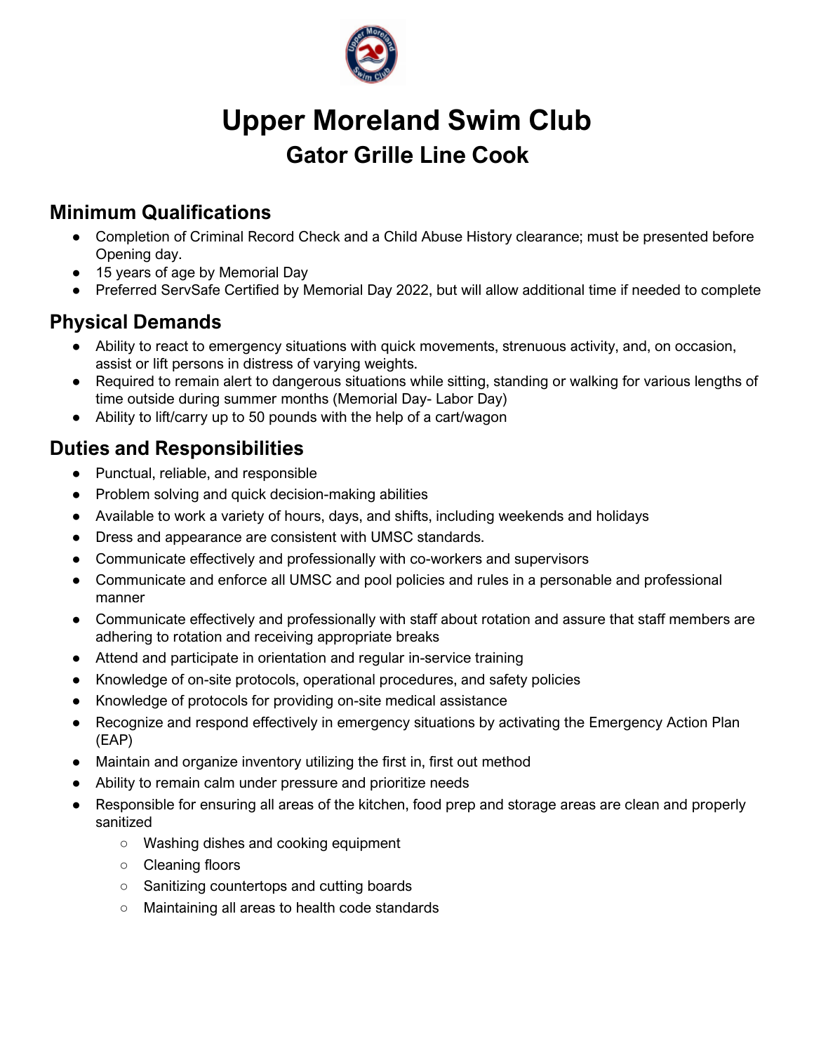# Upper Moreland Swim Club

## Gator Grille Line Cook

### Minimum Qualifications

- Completion of Criminal Record Check and a Child Abuse History clearance; must be presented before Opening day.
- 15 years of age by Memorial Day
- Preferred ServSafe Certified by Memorial Day 2022, but will allow additional time if needed to complete

### Physical Demands

- Ability to react to emergency situations with quick movements, strenuous activity, and, on occasion, assist or lift persons in distress of varying weights.
- Required to remain alert to dangerous situations while sitting, standing or walking for various lengths of time outside during summer months (Memorial Day- Labor Day)
- Ability to lift/carry up to 50 pounds with the help of a cart/wagon

### Duties and Responsibilities

- Punctual, reliable, and responsible
- Problem solving and quick decision-making abilities
- Available to work a variety of hours, days, and shifts, including weekends and holidays
- Dress and appearance are consistent with UMSC standards.
- Communicate effectively and professionally with co-workers and supervisors
- Communicate and enforce all UMSC and pool policies and rules in a personable and professional manner
- Communicate effectively and professionally with staff about rotation and assure that staff members are adhering to rotation and receiving appropriate breaks
- Attend and participate in orientation and regular in-service training
- Knowledge of on-site protocols, operational procedures, and safety policies
- Knowledge of protocols for providing on-site medical assistance
- Recognize and respond effectively in emergency situations by activating the Emergency Action Plan (EAP)
- Maintain and organize inventory utilizing the first in, first out method
- Ability to remain calm under pressure and prioritize needs
- Responsible for ensuring all areas of the kitchen, food prep and storage areas are clean and properly sanitized
  - Washing dishes and cooking equipment
  - Cleaning floors
  - Sanitizing countertops and cutting boards
  - Maintaining all areas to health code standards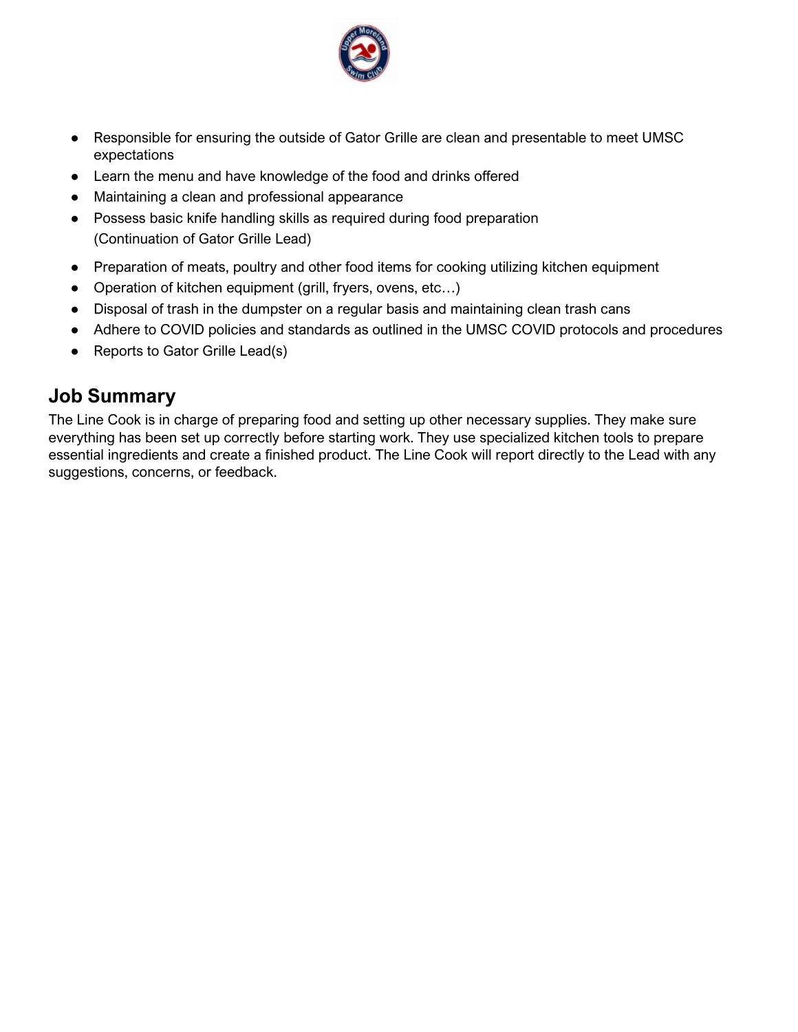- Responsible for ensuring the outside of Gator Grille are clean and presentable to meet UMSC expectations
- Learn the menu and have knowledge of the food and drinks offered
- Maintaining a clean and professional appearance
- Possess basic knife handling skills as required during food preparation

(Continuation of Gator Grille Lead)

- Preparation of meats, poultry and other food items for cooking utilizing kitchen equipment
- Operation of kitchen equipment (grill, fryers, ovens, etc…)
- Disposal of trash in the dumpster on a regular basis and maintaining clean trash cans
- Adhere to COVID policies and standards as outlined in the UMSC COVID protocols and procedures
- Reports to Gator Grille Lead(s)

## Job Summary

The Line Cook is in charge of preparing food and setting up other necessary supplies. They make sure everything has been set up correctly before starting work. They use specialized kitchen tools to prepare essential ingredients and create a finished product. The Line Cook will report directly to the Lead with any suggestions, concerns, or feedback.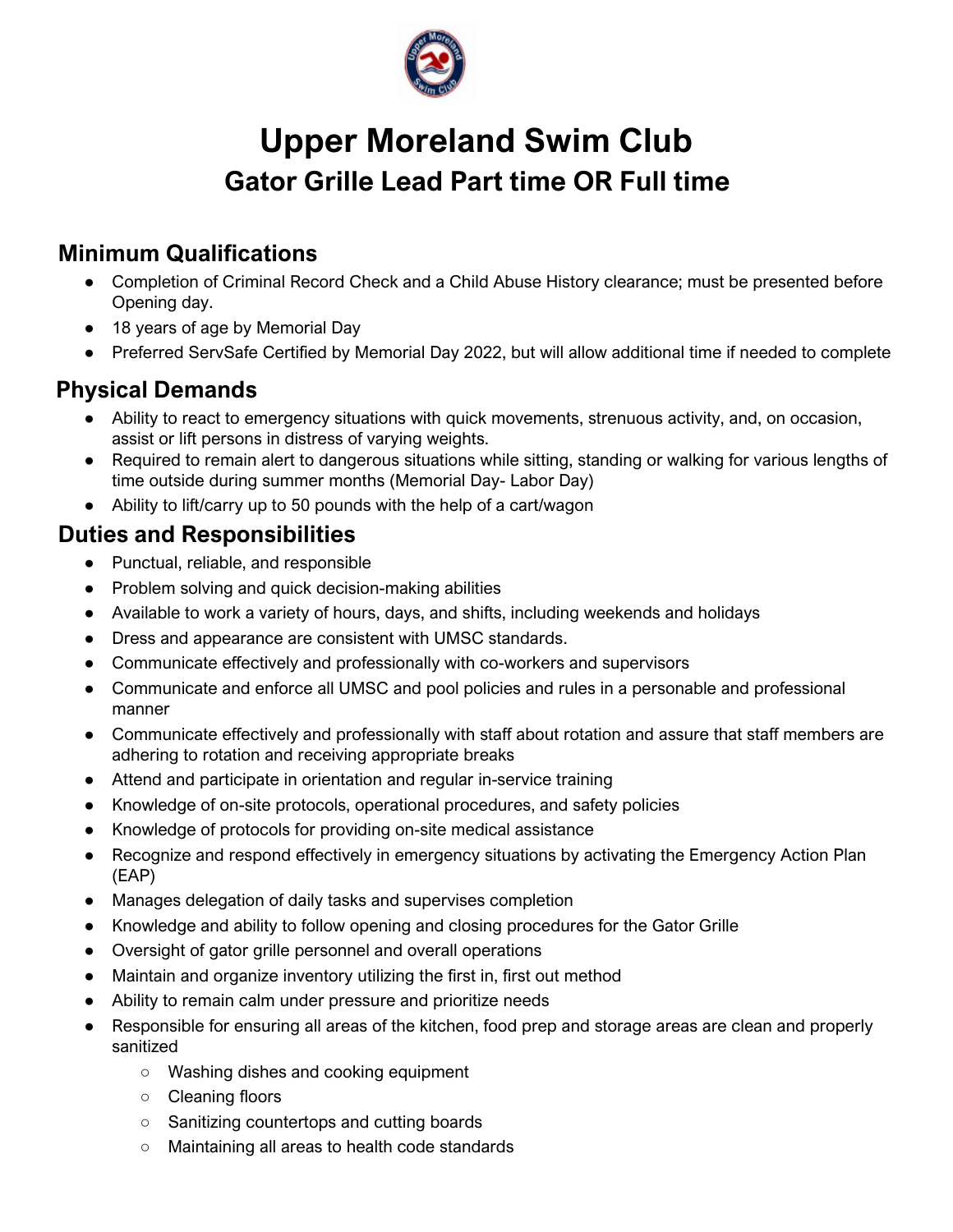# Upper Moreland Swim Club

## Gator Grille Lead Part time OR Full time

### Minimum Qualifications

- Completion of Criminal Record Check and a Child Abuse History clearance; must be presented before Opening day.
- 18 years of age by Memorial Day
- Preferred ServSafe Certified by Memorial Day 2022, but will allow additional time if needed to complete

### Physical Demands

- Ability to react to emergency situations with quick movements, strenuous activity, and, on occasion, assist or lift persons in distress of varying weights.
- Required to remain alert to dangerous situations while sitting, standing or walking for various lengths of time outside during summer months (Memorial Day- Labor Day)
- Ability to lift/carry up to 50 pounds with the help of a cart/wagon

### Duties and Responsibilities

- Punctual, reliable, and responsible
- Problem solving and quick decision-making abilities
- Available to work a variety of hours, days, and shifts, including weekends and holidays
- Dress and appearance are consistent with UMSC standards.
- Communicate effectively and professionally with co-workers and supervisors
- Communicate and enforce all UMSC and pool policies and rules in a personable and professional manner
- Communicate effectively and professionally with staff about rotation and assure that staff members are adhering to rotation and receiving appropriate breaks
- Attend and participate in orientation and regular in-service training
- Knowledge of on-site protocols, operational procedures, and safety policies
- Knowledge of protocols for providing on-site medical assistance
- Recognize and respond effectively in emergency situations by activating the Emergency Action Plan (EAP)
- Manages delegation of daily tasks and supervises completion
- Knowledge and ability to follow opening and closing procedures for the Gator Grille
- Oversight of gator grille personnel and overall operations
- Maintain and organize inventory utilizing the first in, first out method
- Ability to remain calm under pressure and prioritize needs
- Responsible for ensuring all areas of the kitchen, food prep and storage areas are clean and properly sanitized
  - Washing dishes and cooking equipment
  - Cleaning floors
  - Sanitizing countertops and cutting boards
  - Maintaining all areas to health code standards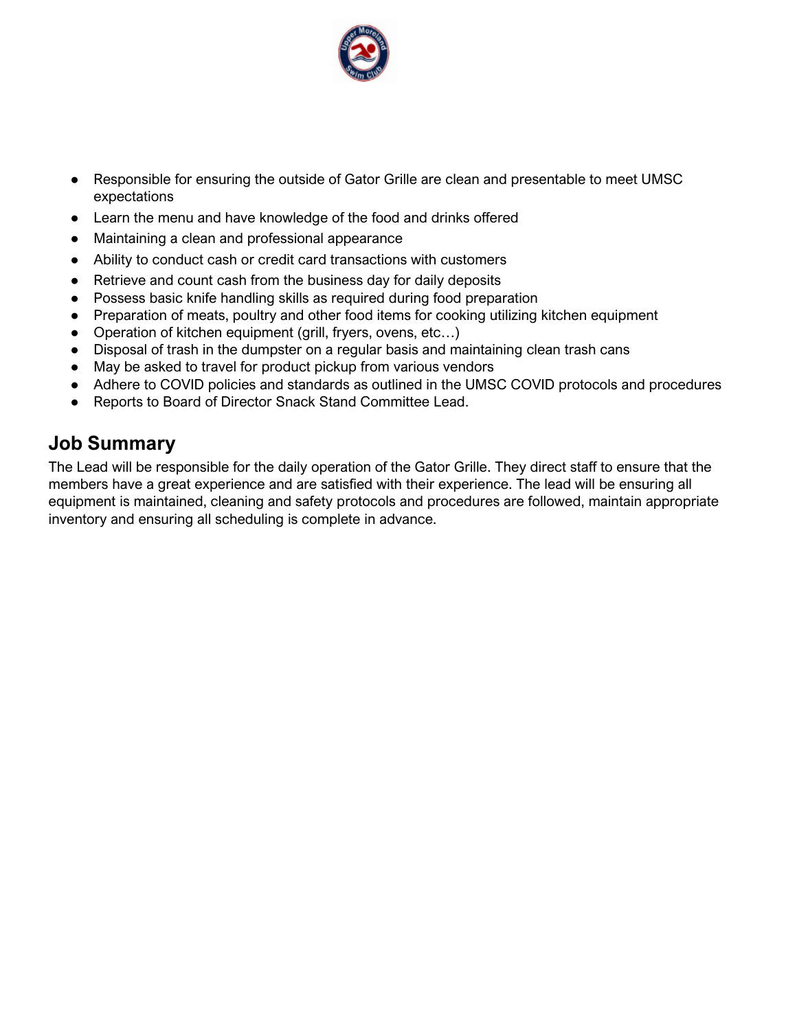- Responsible for ensuring the outside of Gator Grille are clean and presentable to meet UMSC expectations
- Learn the menu and have knowledge of the food and drinks offered
- Maintaining a clean and professional appearance
- Ability to conduct cash or credit card transactions with customers
- Retrieve and count cash from the business day for daily deposits
- Possess basic knife handling skills as required during food preparation
- Preparation of meats, poultry and other food items for cooking utilizing kitchen equipment
- Operation of kitchen equipment (grill, fryers, ovens, etc…)
- Disposal of trash in the dumpster on a regular basis and maintaining clean trash cans
- May be asked to travel for product pickup from various vendors
- Adhere to COVID policies and standards as outlined in the UMSC COVID protocols and procedures
- Reports to Board of Director Snack Stand Committee Lead.

## Job Summary

The Lead will be responsible for the daily operation of the Gator Grille. They direct staff to ensure that the members have a great experience and are satisfied with their experience. The lead will be ensuring all equipment is maintained, cleaning and safety protocols and procedures are followed, maintain appropriate inventory and ensuring all scheduling is complete in advance.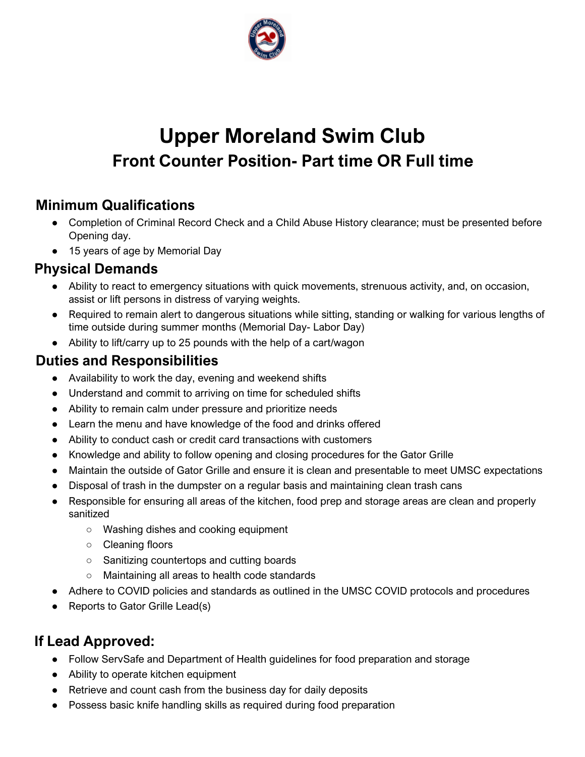# Upper Moreland Swim Club

## Front Counter Position- Part time OR Full time

### Minimum Qualifications

- Completion of Criminal Record Check and a Child Abuse History clearance; must be presented before Opening day.
- 15 years of age by Memorial Day

### Physical Demands

- Ability to react to emergency situations with quick movements, strenuous activity, and, on occasion, assist or lift persons in distress of varying weights.
- Required to remain alert to dangerous situations while sitting, standing or walking for various lengths of time outside during summer months (Memorial Day- Labor Day)
- Ability to lift/carry up to 25 pounds with the help of a cart/wagon

### Duties and Responsibilities

- Availability to work the day, evening and weekend shifts
- Understand and commit to arriving on time for scheduled shifts
- Ability to remain calm under pressure and prioritize needs
- Learn the menu and have knowledge of the food and drinks offered
- Ability to conduct cash or credit card transactions with customers
- Knowledge and ability to follow opening and closing procedures for the Gator Grille
- Maintain the outside of Gator Grille and ensure it is clean and presentable to meet UMSC expectations
- Disposal of trash in the dumpster on a regular basis and maintaining clean trash cans
- Responsible for ensuring all areas of the kitchen, food prep and storage areas are clean and properly sanitized
  - Washing dishes and cooking equipment
  - Cleaning floors
  - Sanitizing countertops and cutting boards
  - Maintaining all areas to health code standards
- Adhere to COVID policies and standards as outlined in the UMSC COVID protocols and procedures
- Reports to Gator Grille Lead(s)

### If Lead Approved:

- Follow ServSafe and Department of Health guidelines for food preparation and storage
- Ability to operate kitchen equipment
- Retrieve and count cash from the business day for daily deposits
- Possess basic knife handling skills as required during food preparation